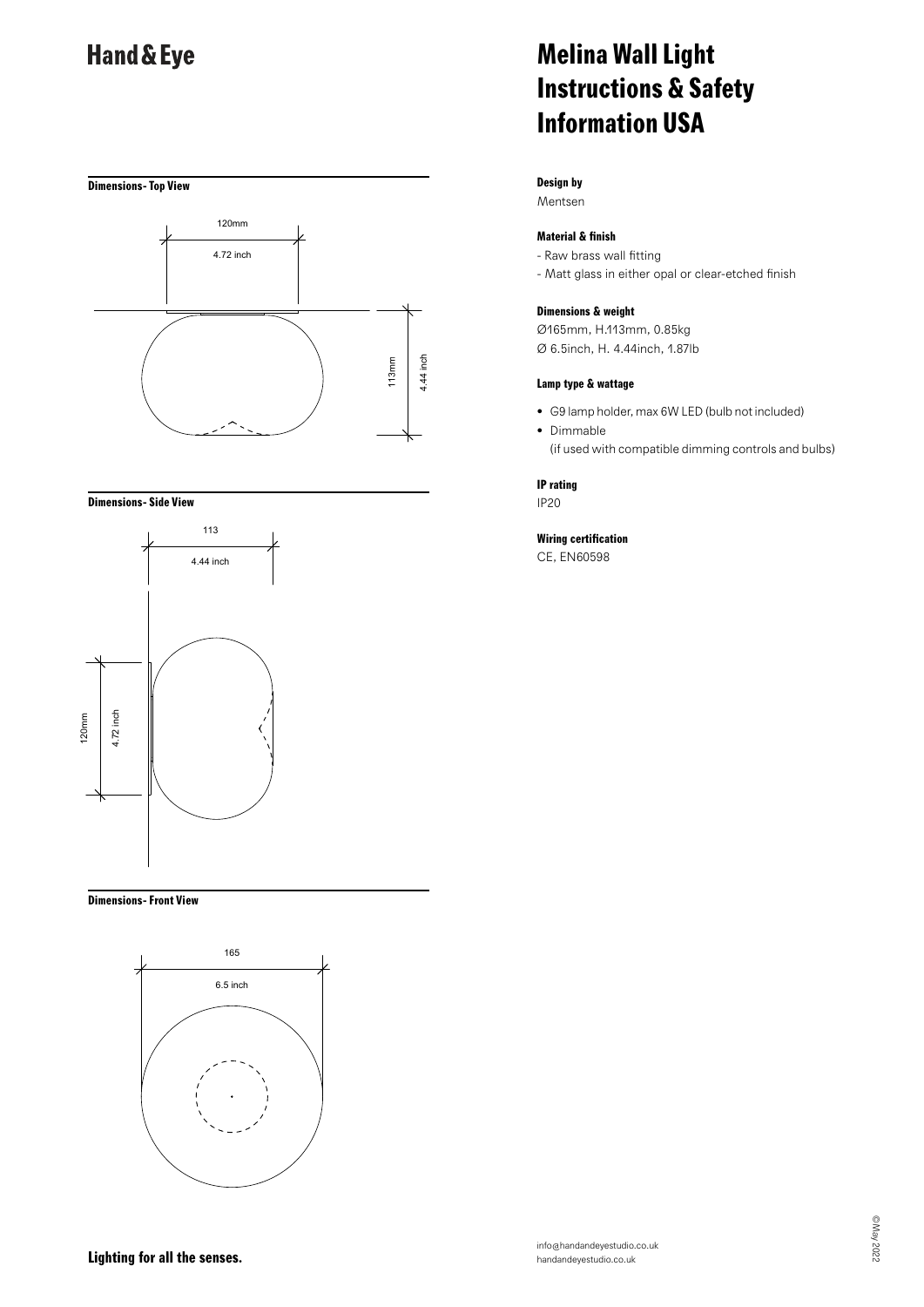# Hand & Eye

# Melina Wall Light Instructions & Safety Information USA

### Dimensions- Top View

120mm
4.72 inch
113mm
4.44 inch

### Dimensions- Side View

113
4.44 inch
120mm
4.72 inch

### Dimensions- Front View

165
6.5 inch

### Design by

Mentsen

### Material & finish

- Raw brass wall fitting
- Matt glass in either opal or clear-etched finish

### Dimensions & weight

Ø165mm, H.113mm, 0.85kg
Ø 6.5inch, H. 4.44inch, 1.87lb

### Lamp type & wattage

- G9 lamp holder, max 6W LED (bulb not included)
- Dimmable
  (if used with compatible dimming controls and bulbs)

### IP rating

IP20

### Wiring certification

CE, EN60598

**Lighting for all the senses.**

info@handandeyestudio.co.uk
handandeyestudio.co.uk

©May 2022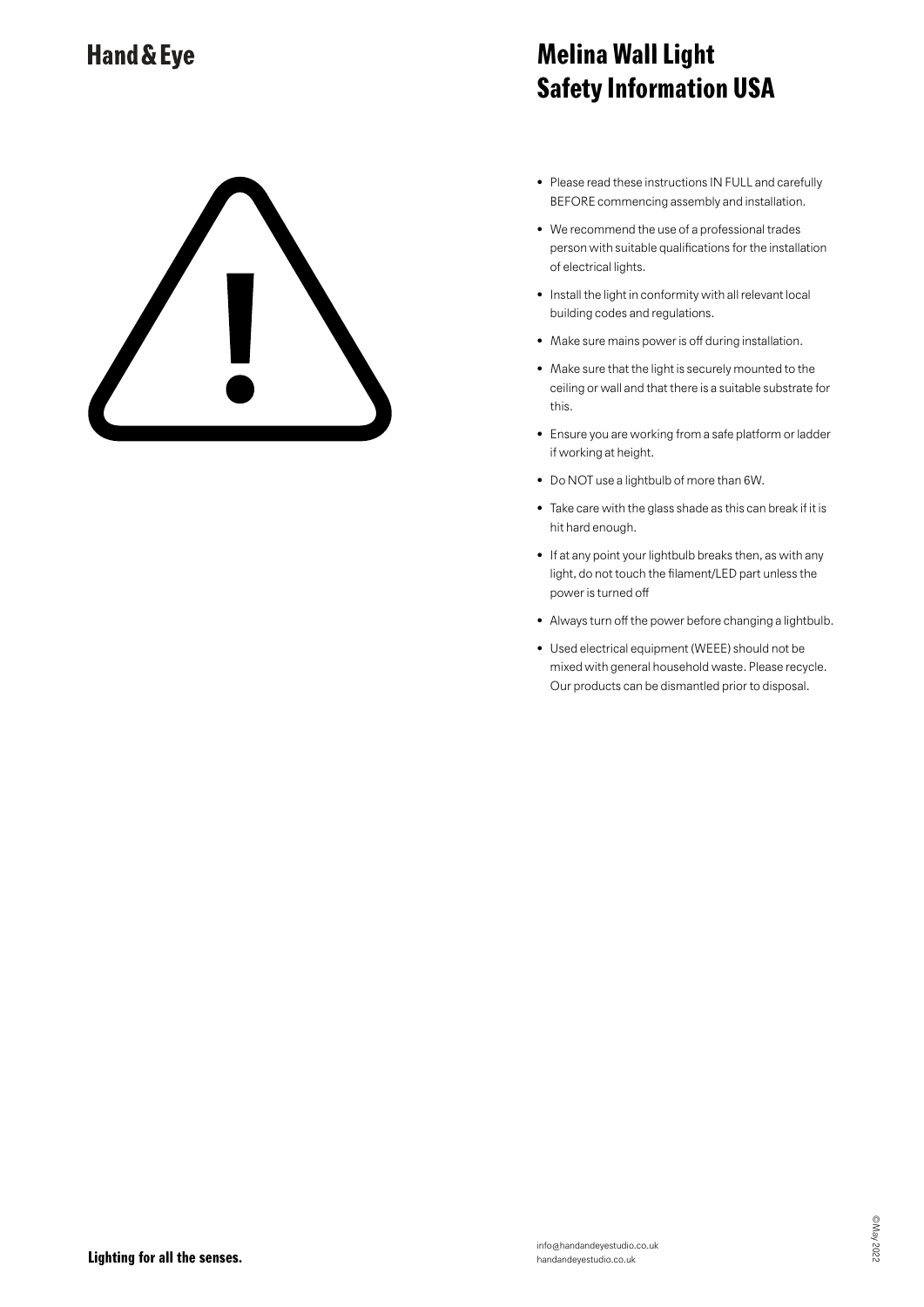# Hand & Eye

# Melina Wall Light Safety Information USA

- Please read these instructions IN FULL and carefully BEFORE commencing assembly and installation.
- We recommend the use of a professional trades person with suitable qualifications for the installation of electrical lights.
- Install the light in conformity with all relevant local building codes and regulations.
- Make sure mains power is off during installation.
- Make sure that the light is securely mounted to the ceiling or wall and that there is a suitable substrate for this.
- Ensure you are working from a safe platform or ladder if working at height.
- Do NOT use a lightbulb of more than 6W.
- Take care with the glass shade as this can break if it is hit hard enough.
- If at any point your lightbulb breaks then, as with any light, do not touch the filament/LED part unless the power is turned off
- Always turn off the power before changing a lightbulb.
- Used electrical equipment (WEEE) should not be mixed with general household waste. Please recycle. Our products can be dismantled prior to disposal.

**Lighting for all the senses.**

info@handandeyestudio.co.uk
handandeyestudio.co.uk

©May 2022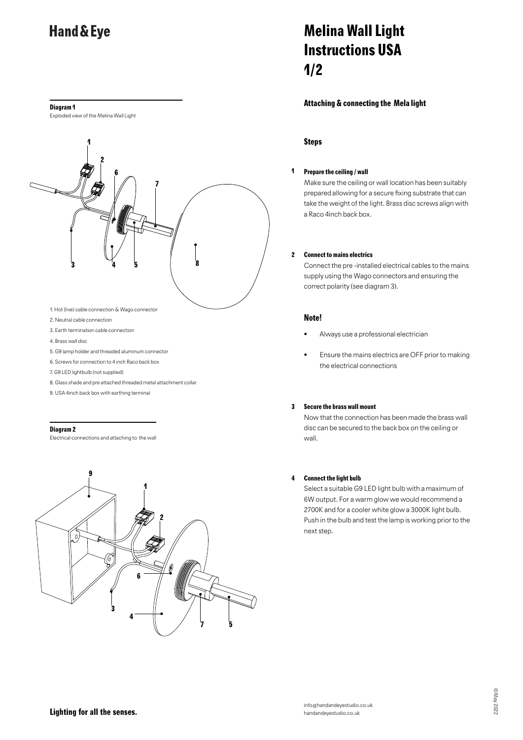# Hand & Eye

# Melina Wall Light Instructions USA 1/2

**Diagram 1**

Exploded view of the Melina Wall Light

1. Hot (live) cable connection & Wago connector
2. Neutral cable connection
3. Earth termination cable connection
4. Brass wall disc
5. G9 lamp holder and threaded aluminum connector
6. Screws for connection to 4 inch Raco back box
7. G9 LED lightbulb (not supplied)
8. Glass shade and pre attached threaded metal attachment collar
9. USA 4inch back box with earthing terminal

**Diagram 2**

Electrical connections and attaching to the wall

## Attaching & connecting the Mela light

### Steps

**1 Prepare the ceiling / wall**

Make sure the ceiling or wall location has been suitably prepared allowing for a secure fixing substrate that can take the weight of the light. Brass disc screws align with a Raco 4inch back box.

**2 Connect to mains electrics**

Connect the pre -installed electrical cables to the mains supply using the Wago connectors and ensuring the correct polarity (see diagram 3).

### Note!

- Always use a professional electrician
- Ensure the mains electrics are OFF prior to making the electrical connections

**3 Secure the brass wall mount**

Now that the connection has been made the brass wall disc can be secured to the back box on the ceiling or wall.

**4 Connect the light bulb**

Select a suitable G9 LED light bulb with a maximum of 6W output. For a warm glow we would recommend a 2700K and for a cooler white glow a 3000K light bulb. Push in the bulb and test the lamp is working prior to the next step.

**Lighting for all the senses.**

info@handandeyestudio.co.uk
handandeyestudio.co.uk

©May 2022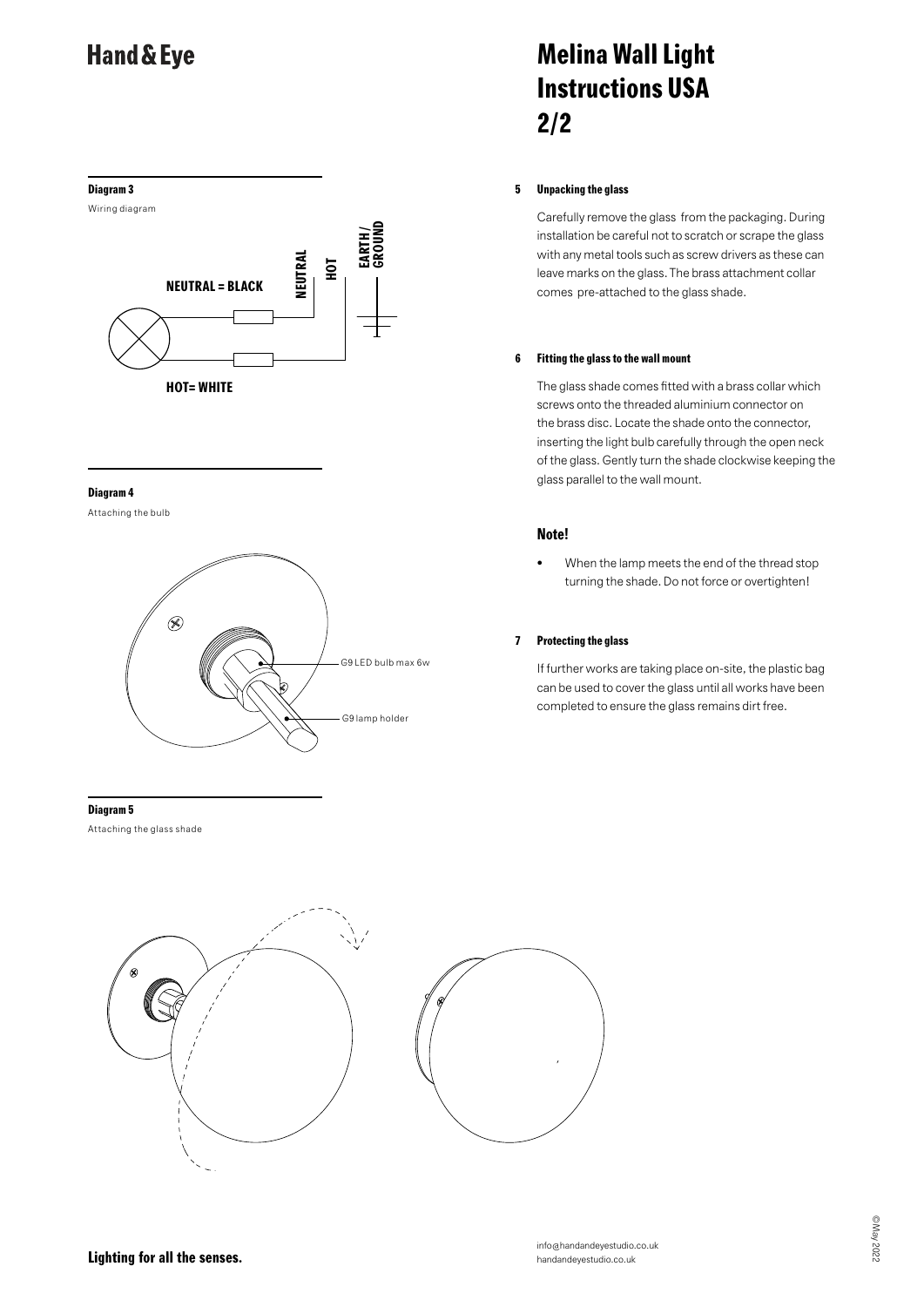# Hand & Eye

# Melina Wall Light Instructions USA 2/2

**Diagram 3**

Wiring diagram

NEUTRAL = BLACK

NEUTRAL

HOT

EARTH / GROUND

HOT= WHITE

**Diagram 4**

Attaching the bulb

G9 LED bulb max 6w

G9 lamp holder

**Diagram 5**

Attaching the glass shade

**5 Unpacking the glass**

Carefully remove the glass from the packaging. During installation be careful not to scratch or scrape the glass with any metal tools such as screw drivers as these can leave marks on the glass. The brass attachment collar comes pre-attached to the glass shade.

**6 Fitting the glass to the wall mount**

The glass shade comes fitted with a brass collar which screws onto the threaded aluminium connector on the brass disc. Locate the shade onto the connector, inserting the light bulb carefully through the open neck of the glass. Gently turn the shade clockwise keeping the glass parallel to the wall mount.

### Note!

- When the lamp meets the end of the thread stop turning the shade. Do not force or overtighten!

**7 Protecting the glass**

If further works are taking place on-site, the plastic bag can be used to cover the glass until all works have been completed to ensure the glass remains dirt free.

**Lighting for all the senses.**

info@handandeyestudio.co.uk
handandeyestudio.co.uk

©May 2022